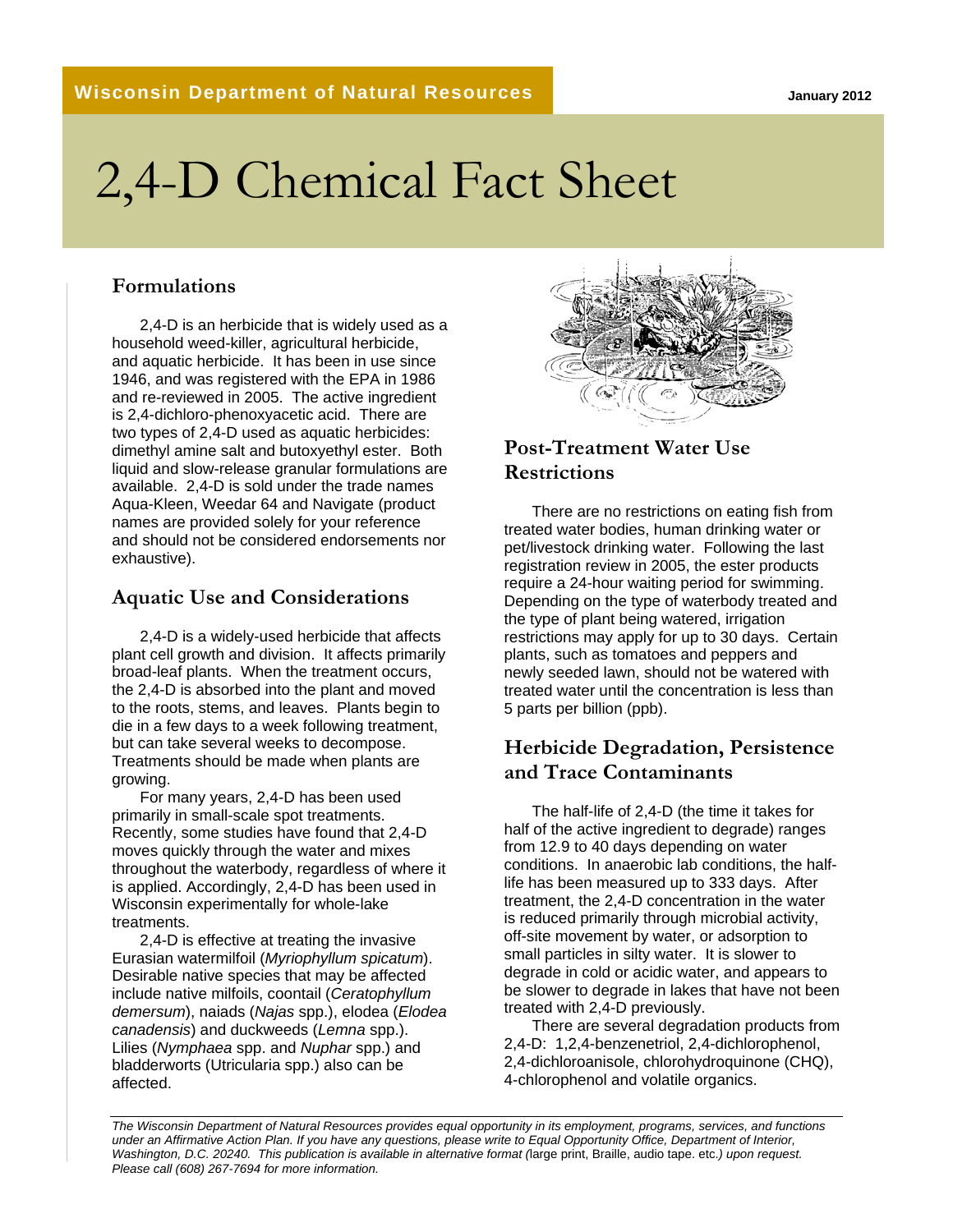Wisconsin Department of Natural Resources

January 2012

# 2,4-D Chemical Fact Sheet

## Formulations

2,4-D is an herbicide that is widely used as a household weed-killer, agricultural herbicide, and aquatic herbicide. It has been in use since 1946, and was registered with the EPA in 1986 and re-reviewed in 2005. The active ingredient is 2,4-dichloro-phenoxyacetic acid. There are two types of 2,4-D used as aquatic herbicides: dimethyl amine salt and butoxyethyl ester. Both liquid and slow-release granular formulations are available. 2,4-D is sold under the trade names Aqua-Kleen, Weedar 64 and Navigate (product names are provided solely for your reference and should not be considered endorsements nor exhaustive).

## Aquatic Use and Considerations

2,4-D is a widely-used herbicide that affects plant cell growth and division. It affects primarily broad-leaf plants. When the treatment occurs, the 2,4-D is absorbed into the plant and moved to the roots, stems, and leaves. Plants begin to die in a few days to a week following treatment, but can take several weeks to decompose. Treatments should be made when plants are growing.

For many years, 2,4-D has been used primarily in small-scale spot treatments. Recently, some studies have found that 2,4-D moves quickly through the water and mixes throughout the waterbody, regardless of where it is applied. Accordingly, 2,4-D has been used in Wisconsin experimentally for whole-lake treatments.

2,4-D is effective at treating the invasive Eurasian watermilfoil (*Myriophyllum spicatum*). Desirable native species that may be affected include native milfoils, coontail (*Ceratophyllum demersum*), naiads (*Najas* spp.), elodea (*Elodea canadensis*) and duckweeds (*Lemna* spp.). Lilies (*Nymphaea* spp. and *Nuphar* spp.) and bladderworts (Utricularia spp.) also can be affected.

## Post-Treatment Water Use Restrictions

There are no restrictions on eating fish from treated water bodies, human drinking water or pet/livestock drinking water. Following the last registration review in 2005, the ester products require a 24-hour waiting period for swimming. Depending on the type of waterbody treated and the type of plant being watered, irrigation restrictions may apply for up to 30 days. Certain plants, such as tomatoes and peppers and newly seeded lawn, should not be watered with treated water until the concentration is less than 5 parts per billion (ppb).

## Herbicide Degradation, Persistence and Trace Contaminants

The half-life of 2,4-D (the time it takes for half of the active ingredient to degrade) ranges from 12.9 to 40 days depending on water conditions. In anaerobic lab conditions, the half-life has been measured up to 333 days. After treatment, the 2,4-D concentration in the water is reduced primarily through microbial activity, off-site movement by water, or adsorption to small particles in silty water. It is slower to degrade in cold or acidic water, and appears to be slower to degrade in lakes that have not been treated with 2,4-D previously.

There are several degradation products from 2,4-D: 1,2,4-benzenetriol, 2,4-dichlorophenol, 2,4-dichloroanisole, chlorohydroquinone (CHQ), 4-chlorophenol and volatile organics.

---

*The Wisconsin Department of Natural Resources provides equal opportunity in its employment, programs, services, and functions under an Affirmative Action Plan. If you have any questions, please write to Equal Opportunity Office, Department of Interior, Washington, D.C. 20240. This publication is available in alternative format (*large print, Braille, audio tape. etc.*) upon request. Please call (608) 267-7694 for more information.*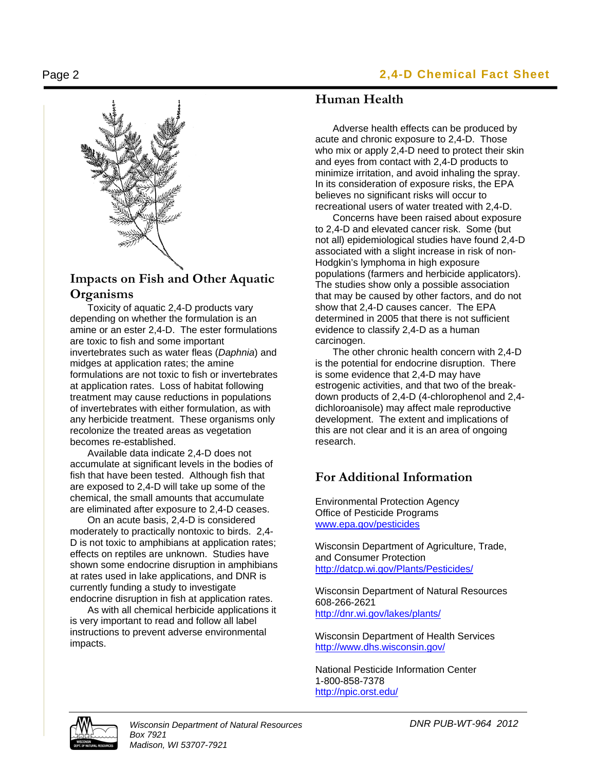## Impacts on Fish and Other Aquatic Organisms

Toxicity of aquatic 2,4-D products vary depending on whether the formulation is an amine or an ester 2,4-D. The ester formulations are toxic to fish and some important invertebrates such as water fleas (*Daphnia*) and midges at application rates; the amine formulations are not toxic to fish or invertebrates at application rates. Loss of habitat following treatment may cause reductions in populations of invertebrates with either formulation, as with any herbicide treatment. These organisms only recolonize the treated areas as vegetation becomes re-established.

Available data indicate 2,4-D does not accumulate at significant levels in the bodies of fish that have been tested. Although fish that are exposed to 2,4-D will take up some of the chemical, the small amounts that accumulate are eliminated after exposure to 2,4-D ceases.

On an acute basis, 2,4-D is considered moderately to practically nontoxic to birds. 2,4-D is not toxic to amphibians at application rates; effects on reptiles are unknown. Studies have shown some endocrine disruption in amphibians at rates used in lake applications, and DNR is currently funding a study to investigate endocrine disruption in fish at application rates.

As with all chemical herbicide applications it is very important to read and follow all label instructions to prevent adverse environmental impacts.

## Human Health

Adverse health effects can be produced by acute and chronic exposure to 2,4-D. Those who mix or apply 2,4-D need to protect their skin and eyes from contact with 2,4-D products to minimize irritation, and avoid inhaling the spray. In its consideration of exposure risks, the EPA believes no significant risks will occur to recreational users of water treated with 2,4-D.

Concerns have been raised about exposure to 2,4-D and elevated cancer risk. Some (but not all) epidemiological studies have found 2,4-D associated with a slight increase in risk of non-Hodgkin's lymphoma in high exposure populations (farmers and herbicide applicators). The studies show only a possible association that may be caused by other factors, and do not show that 2,4-D causes cancer. The EPA determined in 2005 that there is not sufficient evidence to classify 2,4-D as a human carcinogen.

The other chronic health concern with 2,4-D is the potential for endocrine disruption. There is some evidence that 2,4-D may have estrogenic activities, and that two of the breakdown products of 2,4-D (4-chlorophenol and 2,4-dichloroanisole) may affect male reproductive development. The extent and implications of this are not clear and it is an area of ongoing research.

## For Additional Information

Environmental Protection Agency
Office of Pesticide Programs
www.epa.gov/pesticides

Wisconsin Department of Agriculture, Trade, and Consumer Protection
http://datcp.wi.gov/Plants/Pesticides/

Wisconsin Department of Natural Resources
608-266-2621
http://dnr.wi.gov/lakes/plants/

Wisconsin Department of Health Services
http://www.dhs.wisconsin.gov/

National Pesticide Information Center
1-800-858-7378
http://npic.orst.edu/

*Wisconsin Department of Natural Resources*
*Box 7921*
*Madison, WI 53707-7921*

*DNR PUB-WT-964 2012*